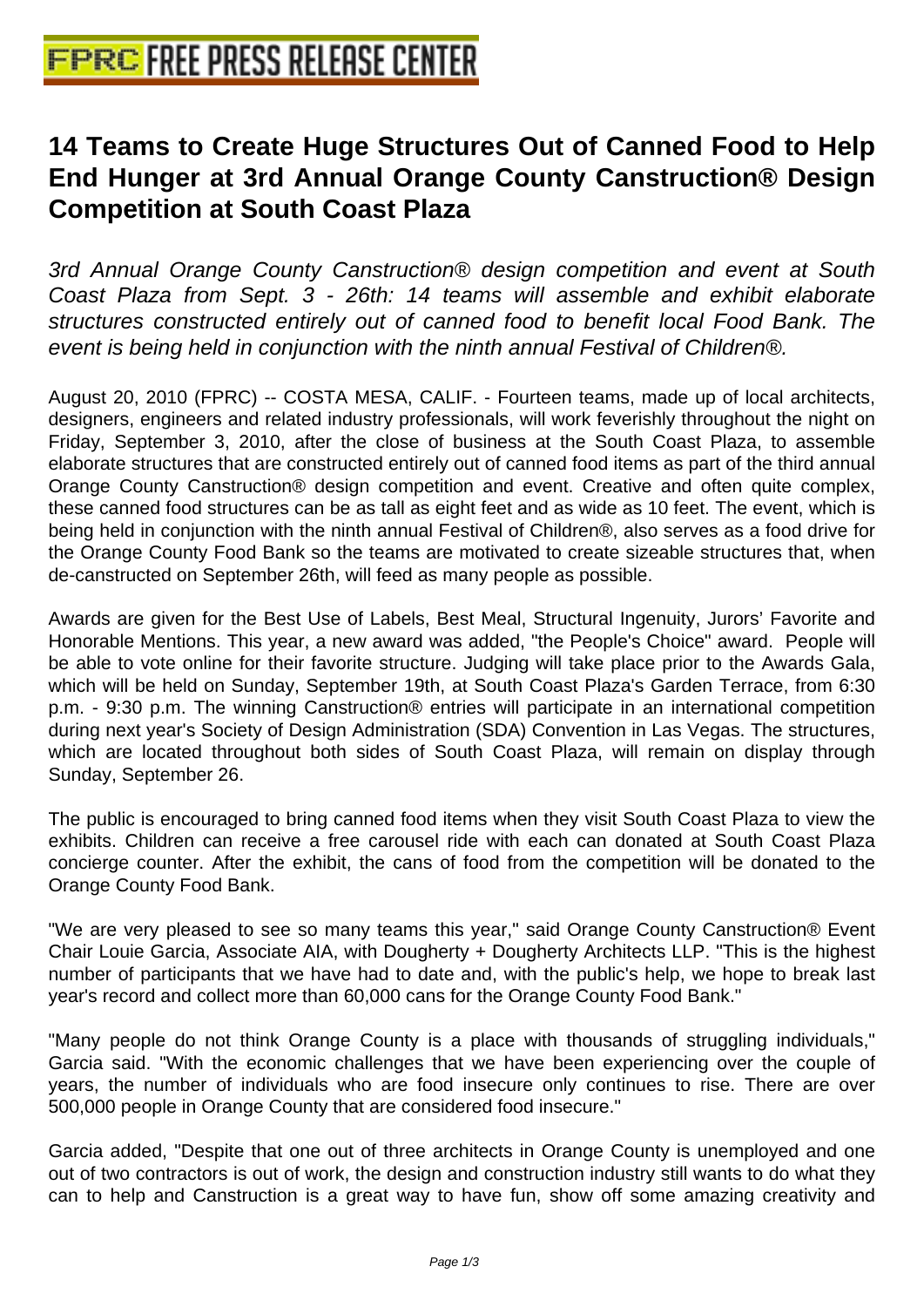# 14 Teams to Create Huge Structures Out of Canned Food to Help End Hunger at 3rd Annual Orange County Canstruction® Design Competition at South Coast Plaza

*3rd Annual Orange County Canstruction® design competition and event at South Coast Plaza from Sept. 3 - 26th: 14 teams will assemble and exhibit elaborate structures constructed entirely out of canned food to benefit local Food Bank. The event is being held in conjunction with the ninth annual Festival of Children®.*

August 20, 2010 (FPRC) -- COSTA MESA, CALIF. - Fourteen teams, made up of local architects, designers, engineers and related industry professionals, will work feverishly throughout the night on Friday, September 3, 2010, after the close of business at the South Coast Plaza, to assemble elaborate structures that are constructed entirely out of canned food items as part of the third annual Orange County Canstruction® design competition and event. Creative and often quite complex, these canned food structures can be as tall as eight feet and as wide as 10 feet. The event, which is being held in conjunction with the ninth annual Festival of Children®, also serves as a food drive for the Orange County Food Bank so the teams are motivated to create sizeable structures that, when de-canstructed on September 26th, will feed as many people as possible.

Awards are given for the Best Use of Labels, Best Meal, Structural Ingenuity, Jurors' Favorite and Honorable Mentions. This year, a new award was added, "the People's Choice" award. People will be able to vote online for their favorite structure. Judging will take place prior to the Awards Gala, which will be held on Sunday, September 19th, at South Coast Plaza's Garden Terrace, from 6:30 p.m. - 9:30 p.m. The winning Canstruction® entries will participate in an international competition during next year's Society of Design Administration (SDA) Convention in Las Vegas. The structures, which are located throughout both sides of South Coast Plaza, will remain on display through Sunday, September 26.

The public is encouraged to bring canned food items when they visit South Coast Plaza to view the exhibits. Children can receive a free carousel ride with each can donated at South Coast Plaza concierge counter. After the exhibit, the cans of food from the competition will be donated to the Orange County Food Bank.

"We are very pleased to see so many teams this year," said Orange County Canstruction® Event Chair Louie Garcia, Associate AIA, with Dougherty + Dougherty Architects LLP. "This is the highest number of participants that we have had to date and, with the public's help, we hope to break last year's record and collect more than 60,000 cans for the Orange County Food Bank."

"Many people do not think Orange County is a place with thousands of struggling individuals," Garcia said. "With the economic challenges that we have been experiencing over the couple of years, the number of individuals who are food insecure only continues to rise. There are over 500,000 people in Orange County that are considered food insecure."

Garcia added, "Despite that one out of three architects in Orange County is unemployed and one out of two contractors is out of work, the design and construction industry still wants to do what they can to help and Canstruction is a great way to have fun, show off some amazing creativity and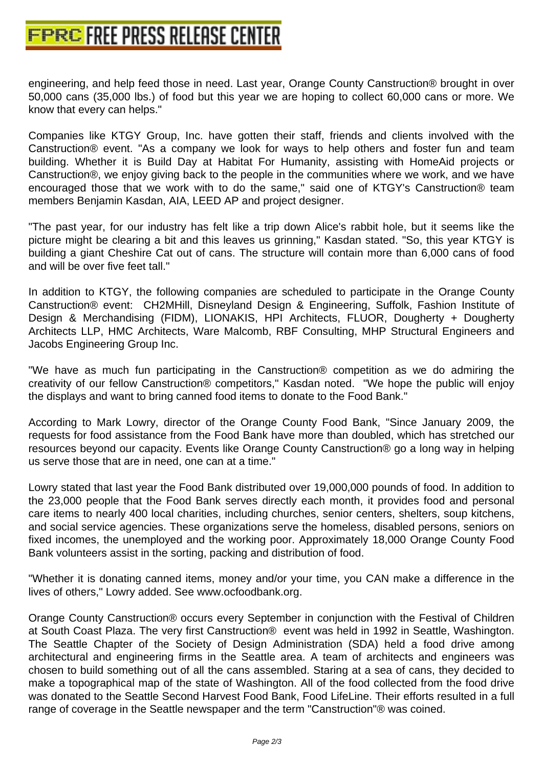engineering, and help feed those in need. Last year, Orange County Canstruction® brought in over 50,000 cans (35,000 lbs.) of food but this year we are hoping to collect 60,000 cans or more. We know that every can helps."

Companies like KTGY Group, Inc. have gotten their staff, friends and clients involved with the Canstruction® event. "As a company we look for ways to help others and foster fun and team building. Whether it is Build Day at Habitat For Humanity, assisting with HomeAid projects or Canstruction®, we enjoy giving back to the people in the communities where we work, and we have encouraged those that we work with to do the same," said one of KTGY's Canstruction® team members Benjamin Kasdan, AIA, LEED AP and project designer.

"The past year, for our industry has felt like a trip down Alice's rabbit hole, but it seems like the picture might be clearing a bit and this leaves us grinning," Kasdan stated. "So, this year KTGY is building a giant Cheshire Cat out of cans. The structure will contain more than 6,000 cans of food and will be over five feet tall."

In addition to KTGY, the following companies are scheduled to participate in the Orange County Canstruction® event: CH2MHill, Disneyland Design & Engineering, Suffolk, Fashion Institute of Design & Merchandising (FIDM), LIONAKIS, HPI Architects, FLUOR, Dougherty + Dougherty Architects LLP, HMC Architects, Ware Malcomb, RBF Consulting, MHP Structural Engineers and Jacobs Engineering Group Inc.

"We have as much fun participating in the Canstruction® competition as we do admiring the creativity of our fellow Canstruction® competitors," Kasdan noted. "We hope the public will enjoy the displays and want to bring canned food items to donate to the Food Bank."

According to Mark Lowry, director of the Orange County Food Bank, "Since January 2009, the requests for food assistance from the Food Bank have more than doubled, which has stretched our resources beyond our capacity. Events like Orange County Canstruction® go a long way in helping us serve those that are in need, one can at a time."

Lowry stated that last year the Food Bank distributed over 19,000,000 pounds of food. In addition to the 23,000 people that the Food Bank serves directly each month, it provides food and personal care items to nearly 400 local charities, including churches, senior centers, shelters, soup kitchens, and social service agencies. These organizations serve the homeless, disabled persons, seniors on fixed incomes, the unemployed and the working poor. Approximately 18,000 Orange County Food Bank volunteers assist in the sorting, packing and distribution of food.

"Whether it is donating canned items, money and/or your time, you CAN make a difference in the lives of others," Lowry added. See www.ocfoodbank.org.

Orange County Canstruction® occurs every September in conjunction with the Festival of Children at South Coast Plaza. The very first Canstruction® event was held in 1992 in Seattle, Washington. The Seattle Chapter of the Society of Design Administration (SDA) held a food drive among architectural and engineering firms in the Seattle area. A team of architects and engineers was chosen to build something out of all the cans assembled. Staring at a sea of cans, they decided to make a topographical map of the state of Washington. All of the food collected from the food drive was donated to the Seattle Second Harvest Food Bank, Food LifeLine. Their efforts resulted in a full range of coverage in the Seattle newspaper and the term "Canstruction"® was coined.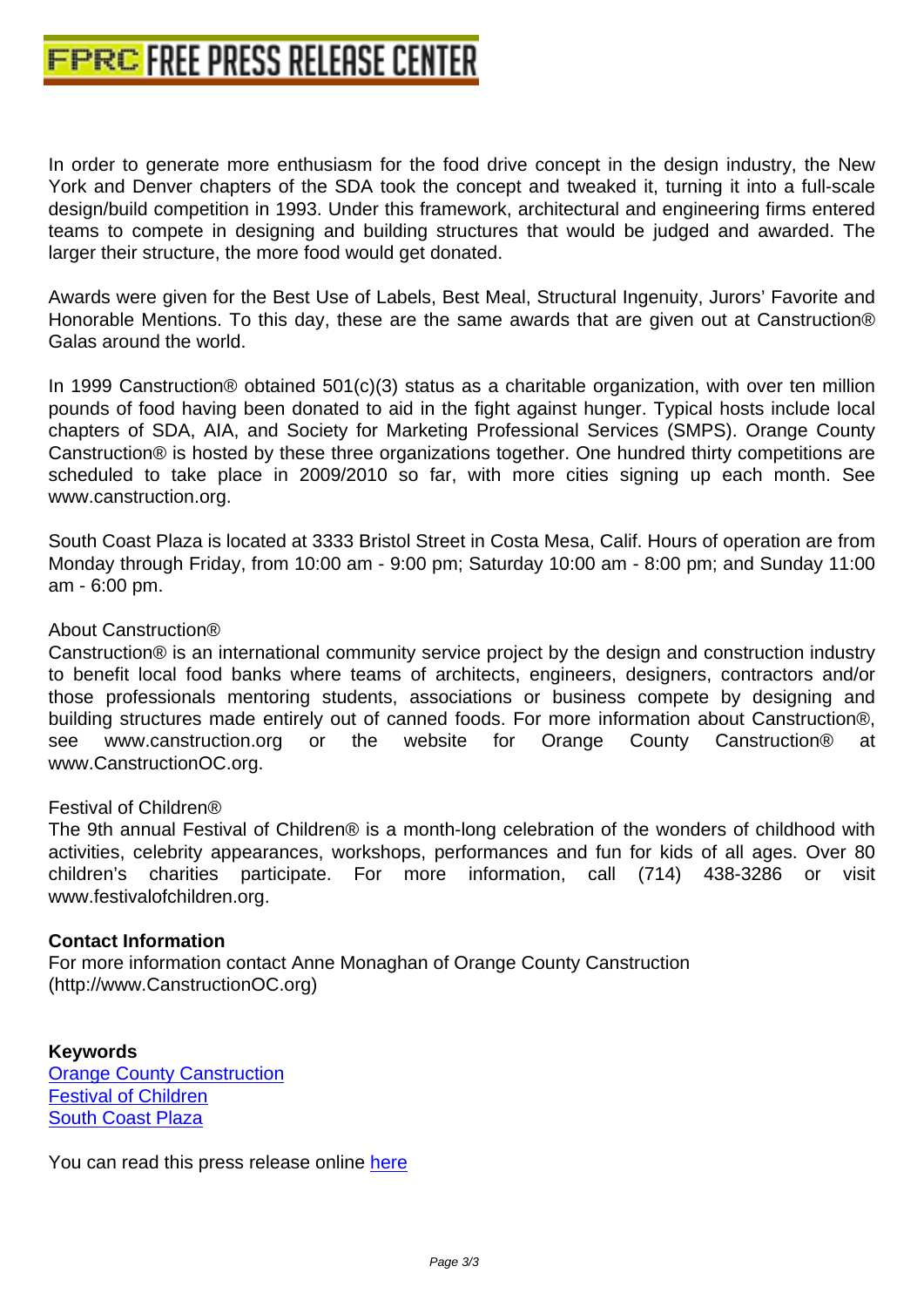In order to generate more enthusiasm for the food drive concept in the design industry, the New York and Denver chapters of the SDA took the concept and tweaked it, turning it into a full-scale design/build competition in 1993. Under this framework, architectural and engineering firms entered teams to compete in designing and building structures that would be judged and awarded. The larger their structure, the more food would get donated.

Awards were given for the Best Use of Labels, Best Meal, Structural Ingenuity, Jurors' Favorite and Honorable Mentions. To this day, these are the same awards that are given out at Canstruction® Galas around the world.

In 1999 Canstruction® obtained 501(c)(3) status as a charitable organization, with over ten million pounds of food having been donated to aid in the fight against hunger. Typical hosts include local chapters of SDA, AIA, and Society for Marketing Professional Services (SMPS). Orange County Canstruction® is hosted by these three organizations together. One hundred thirty competitions are scheduled to take place in 2009/2010 so far, with more cities signing up each month. See www.canstruction.org.

South Coast Plaza is located at 3333 Bristol Street in Costa Mesa, Calif. Hours of operation are from Monday through Friday, from 10:00 am - 9:00 pm; Saturday 10:00 am - 8:00 pm; and Sunday 11:00 am - 6:00 pm.

About Canstruction®
Canstruction® is an international community service project by the design and construction industry to benefit local food banks where teams of architects, engineers, designers, contractors and/or those professionals mentoring students, associations or business compete by designing and building structures made entirely out of canned foods. For more information about Canstruction®, see www.canstruction.org or the website for Orange County Canstruction® at www.CanstructionOC.org.

Festival of Children®
The 9th annual Festival of Children® is a month-long celebration of the wonders of childhood with activities, celebrity appearances, workshops, performances and fun for kids of all ages. Over 80 children's charities participate. For more information, call (714) 438-3286 or visit www.festivalofchildren.org.

**Contact Information**
For more information contact Anne Monaghan of Orange County Canstruction (http://www.CanstructionOC.org)

**Keywords**
Orange County Canstruction
Festival of Children
South Coast Plaza

You can read this press release online here